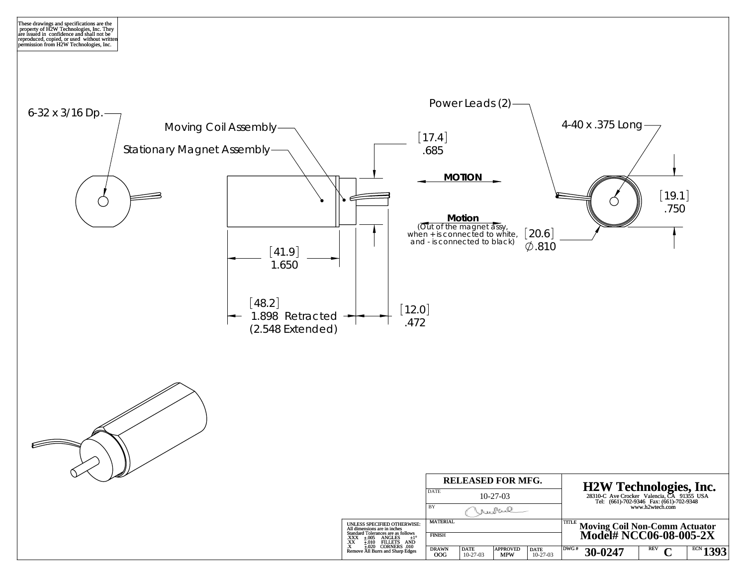These drawings and specifications are the property of H2W Technologies, Inc. They are issued in confidence and shall not be reproduced, copied, or used without written permission from H2W Technologies, Inc.

6-32 x 3/16 Dp.

Moving Coil Assembly

Stationary Magnet Assembly

Power Leads (2)

4-40 x .375 Long

[17.4]
.685

**MOTION**

**Motion**
(Out of the magnet assy, when + is connected to white, and - is connected to black)

[19.1]
.750

[20.6]
∅.810

[41.9]
1.650

[48.2]
1.898 Retracted
(2.548 Extended)

[12.0]
.472

| RELEASED FOR MFG. | | | |
|---|---|---|---|
| DATE 10-27-03 | | | |
| BY | | | |
| MATERIAL | | | |
| FINISH | | | |
| DRAWN OOG | DATE 10-27-03 | APPROVED MPW | DATE 10-27-03 |

UNLESS SPECIFIED OTHERWISE:
All dimensions are in inches
Standard Tolerances are as follows
.XXX ±.005 ANGLES ±1°
.XX ±.010 FILLETS AND
.X ±.020 CORNERS .010
Remove All Burrs and Sharp Edges

**H2W Technologies, Inc.**
28310-C Ave Crocker Valencia, CA 91355 USA
Tel: (661)-702-9346 Fax: (661)-702-9348
www.h2wtech.com

TITLE **Moving Coil Non-Comm Actuator**
**Model# NCC06-08-005-2X**

| DWG # | REV | ECN |
|---|---|---|
| **30-0247** | **C** | **1393** |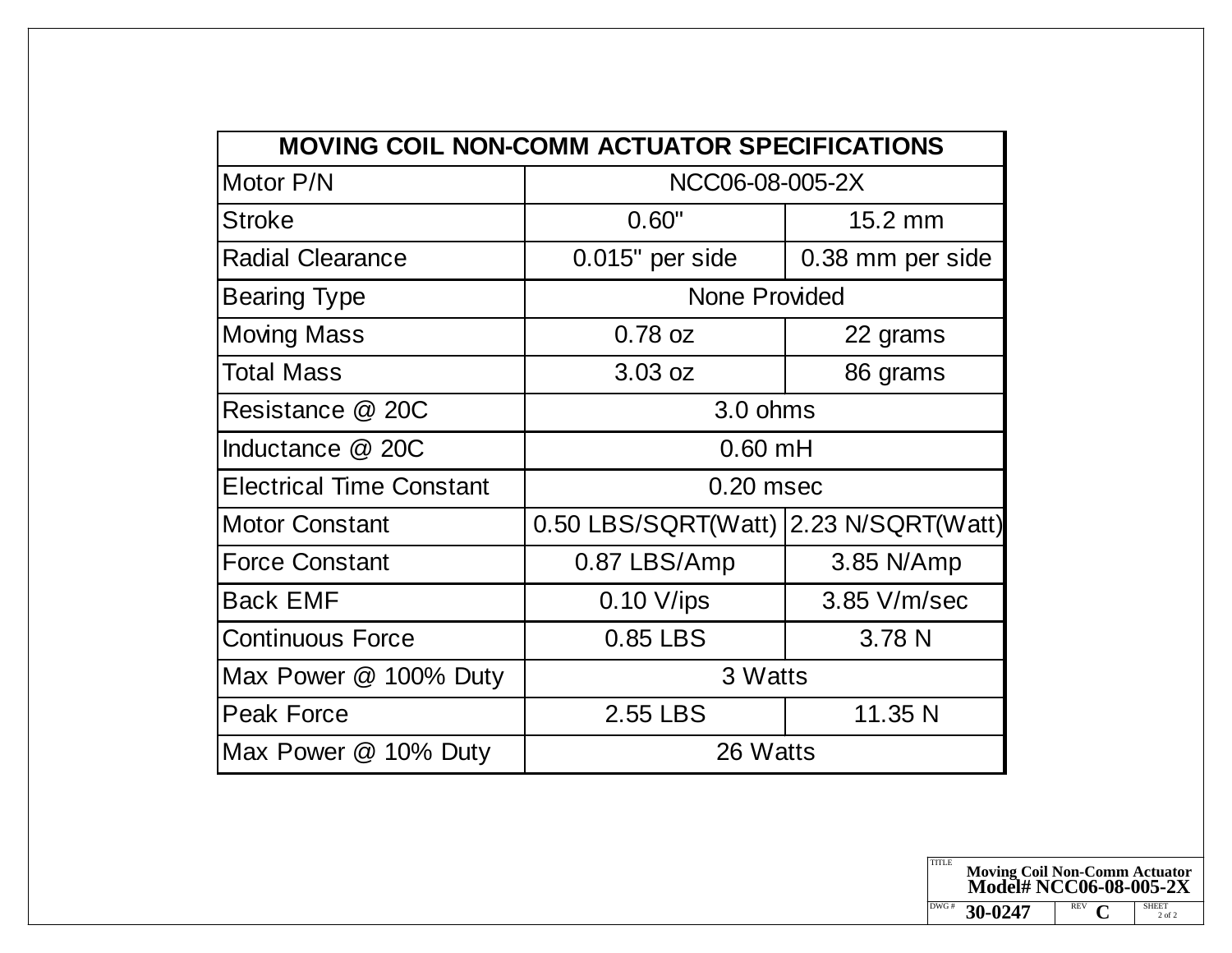| MOVING COIL NON-COMM ACTUATOR SPECIFICATIONS | | |
|---|---|---|
| Motor P/N | NCC06-08-005-2X | |
| Stroke | 0.60" | 15.2 mm |
| Radial Clearance | 0.015" per side | 0.38 mm per side |
| Bearing Type | None Provided | |
| Moving Mass | 0.78 oz | 22 grams |
| Total Mass | 3.03 oz | 86 grams |
| Resistance @ 20C | 3.0 ohms | |
| Inductance @ 20C | 0.60 mH | |
| Electrical Time Constant | 0.20 msec | |
| Motor Constant | 0.50 LBS/SQRT(Watt) | 2.23 N/SQRT(Watt) |
| Force Constant | 0.87 LBS/Amp | 3.85 N/Amp |
| Back EMF | 0.10 V/ips | 3.85 V/m/sec |
| Continuous Force | 0.85 LBS | 3.78 N |
| Max Power @ 100% Duty | 3 Watts | |
| Peak Force | 2.55 LBS | 11.35 N |
| Max Power @ 10% Duty | 26 Watts | |

| | | | |
|---|---|---|---|
| TITLE | Moving Coil Non-Comm Actuator<br>Model# NCC06-08-005-2X | | |
| DWG # 30-0247 | REV C | SHEET 2 of 2 | |